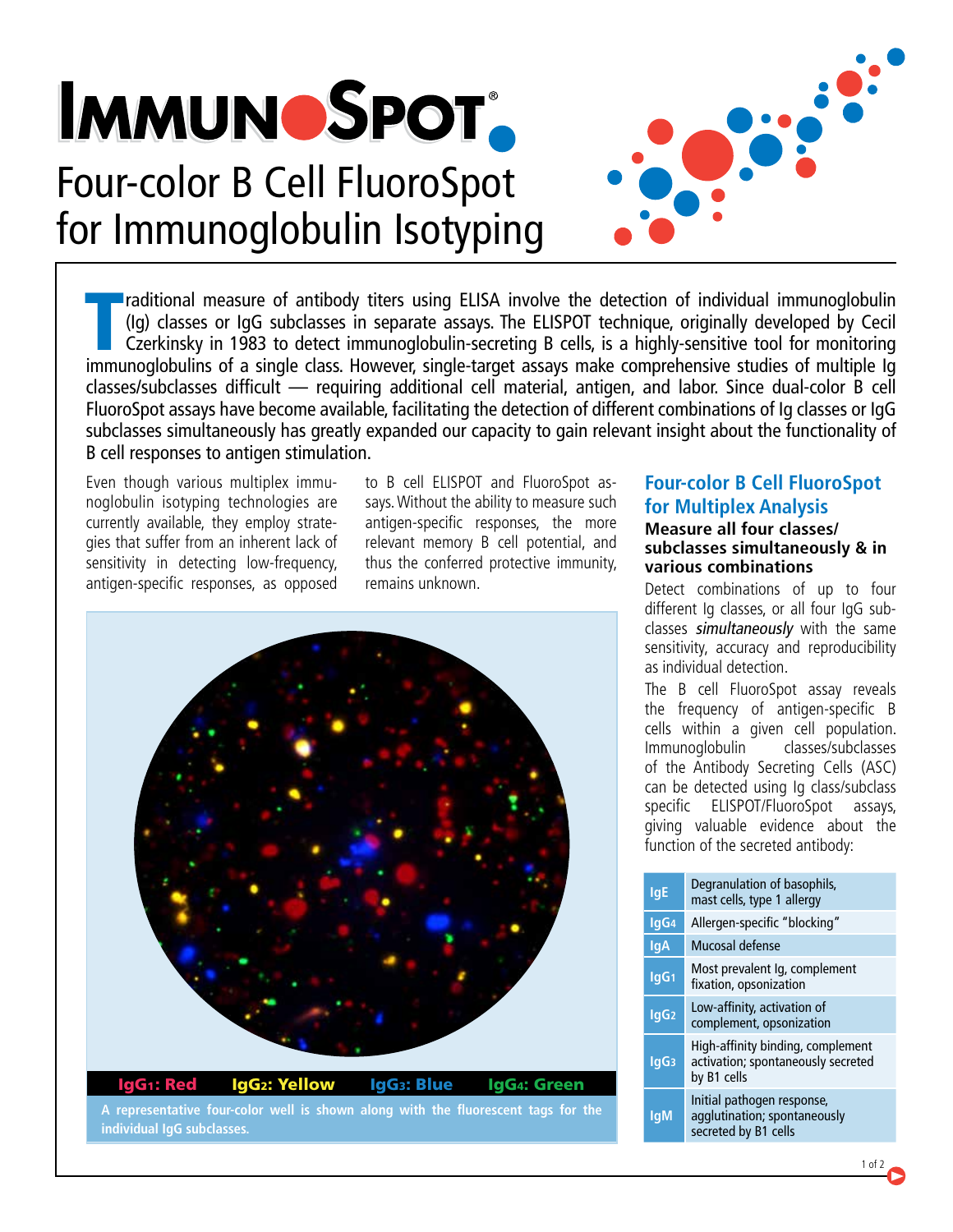# IMMUNOSPOT®

# Four-color B Cell FluoroSpot for Immunoglobulin Isotyping

Traditional measure of antibody titers using ELISA involve the detection of individual immunoglobulin (Ig) classes or IgG subclasses in separate assays. The ELISPOT technique, originally developed by Cecil Czerkinsky in 1983 to detect immunoglobulin-secreting B cells, is a highly-sensitive tool for monitoring immunoglobulins of a single class. However, single-target assays make comprehensive studies of multiple Ig classes/subclasses difficult — requiring additional cell material, antigen, and labor. Since dual-color B cell FluoroSpot assays have become available, facilitating the detection of different combinations of Ig classes or IgG subclasses simultaneously has greatly expanded our capacity to gain relevant insight about the functionality of B cell responses to antigen stimulation.

Even though various multiplex immunoglobulin isotyping technologies are currently available, they employ strategies that suffer from an inherent lack of sensitivity in detecting low-frequency, antigen-specific responses, as opposed to B cell ELISPOT and FluoroSpot assays. Without the ability to measure such antigen-specific responses, the more relevant memory B cell potential, and thus the conferred protective immunity, remains unknown.

IgG1: Red IgG2: Yellow IgG3: Blue IgG4: Green

A representative four-color well is shown along with the fluorescent tags for the individual IgG subclasses.

## Four-color B Cell FluoroSpot for Multiplex Analysis

### Measure all four classes/subclasses simultaneously & in various combinations

Detect combinations of up to four different Ig classes, or all four IgG subclasses *simultaneously* with the same sensitivity, accuracy and reproducibility as individual detection.

The B cell FluoroSpot assay reveals the frequency of antigen-specific B cells within a given cell population. Immunoglobulin classes/subclasses of the Antibody Secreting Cells (ASC) can be detected using Ig class/subclass specific ELISPOT/FluoroSpot assays, giving valuable evidence about the function of the secreted antibody:

| | |
|---|---|
| IgE | Degranulation of basophils, mast cells, type 1 allergy |
| IgG4 | Allergen-specific "blocking" |
| IgA | Mucosal defense |
| IgG1 | Most prevalent Ig, complement fixation, opsonization |
| IgG2 | Low-affinity, activation of complement, opsonization |
| IgG3 | High-affinity binding, complement activation; spontaneously secreted by B1 cells |
| IgM | Initial pathogen response, agglutination; spontaneously secreted by B1 cells |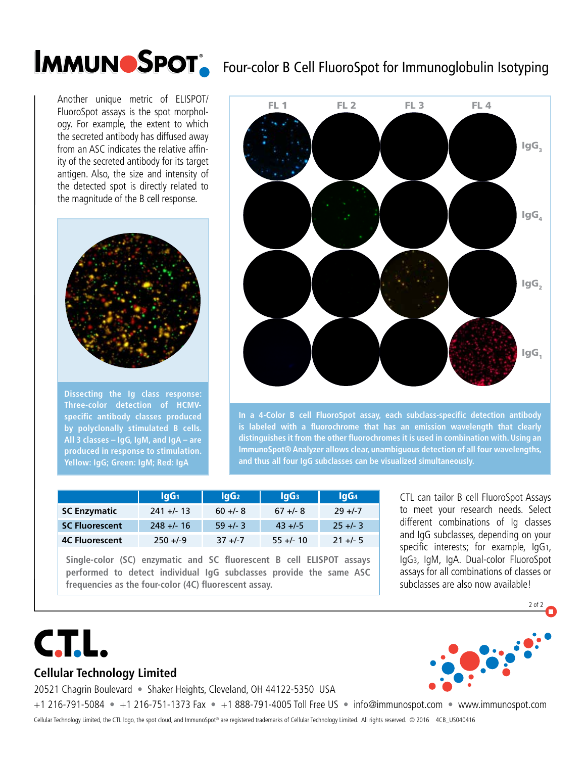# Four-color B Cell FluoroSpot for Immunoglobulin Isotyping

Another unique metric of ELISPOT/FluoroSpot assays is the spot morphology. For example, the extent to which the secreted antibody has diffused away from an ASC indicates the relative affinity of the secreted antibody for its target antigen. Also, the size and intensity of the detected spot is directly related to the magnitude of the B cell response.

**Dissecting the Ig class response: Three-color detection of HCMV-specific antibody classes produced by polyclonally stimulated B cells. All 3 classes – IgG, IgM, and IgA – are produced in response to stimulation. Yellow: IgG; Green: IgM; Red: IgA**

FL 1 FL 2 FL 3 FL 4

$IgG_3$

$IgG_4$

$IgG_2$

$IgG_1$

**In a 4-Color B cell FluoroSpot assay, each subclass-specific detection antibody is labeled with a fluorochrome that has an emission wavelength that clearly distinguishes it from the other fluorochromes it is used in combination with. Using an ImmunoSpot® Analyzer allows clear, unambiguous detection of all four wavelengths, and thus all four IgG subclasses can be visualized simultaneously.**

| | $IgG_1$ | $IgG_2$ | $IgG_3$ | $IgG_4$ |
|---|---|---|---|---|
| **SC Enzymatic** | 241 +/- 13 | 60 +/- 8 | 67 +/- 8 | 29 +/-7 |
| **SC Fluorescent** | 248 +/- 16 | 59 +/- 3 | 43 +/-5 | 25 +/- 3 |
| **4C Fluorescent** | 250 +/-9 | 37 +/-7 | 55 +/- 10 | 21 +/- 5 |

**Single-color (SC) enzymatic and SC fluorescent B cell ELISPOT assays performed to detect individual IgG subclasses provide the same ASC frequencies as the four-color (4C) fluorescent assay.**

CTL can tailor B cell FluoroSpot Assays to meet your research needs. Select different combinations of Ig classes and IgG subclasses, depending on your specific interests; for example, $IgG_1$, $IgG_3$, IgM, IgA. Dual-color FluoroSpot assays for all combinations of classes or subclasses are also now available!

## Cellular Technology Limited

20521 Chagrin Boulevard • Shaker Heights, Cleveland, OH 44122-5350 USA

+1 216-791-5084 • +1 216-751-1373 Fax • +1 888-791-4005 Toll Free US • info@immunospot.com • www.immunospot.com

Cellular Technology Limited, the CTL logo, the spot cloud, and ImmunoSpot® are registered trademarks of Cellular Technology Limited. All rights reserved. © 2016 4CB_US040416